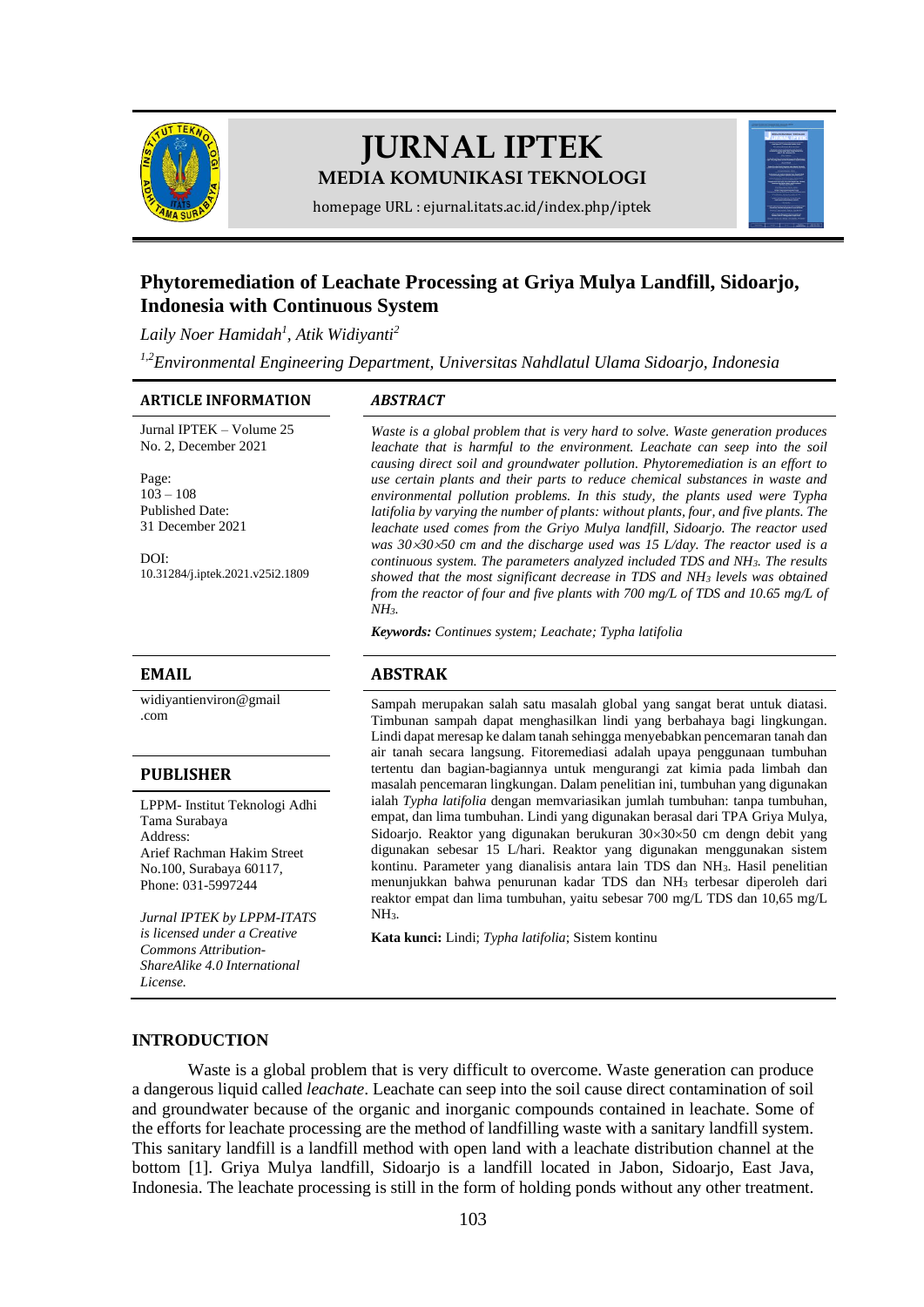# JURNAL IPTEK

## MEDIA KOMUNIKASI TEKNOLOGI

homepage URL : ejurnal.itats.ac.id/index.php/iptek

# Phytoremediation of Leachate Processing at Griya Mulya Landfill, Sidoarjo, Indonesia with Continuous System

*Laily Noer Hamidah[1], Atik Widiyanti[2]*

*[1,2]Environmental Engineering Department, Universitas Nahdlatul Ulama Sidoarjo, Indonesia*

**ARTICLE INFORMATION**

Jurnal IPTEK – Volume 25 No. 2, December 2021

Page: 103 – 108

Published Date: 31 December 2021

DOI: 10.31284/j.iptek.2021.v25i2.1809

**EMAIL**

widiyantienviron@gmail.com

**PUBLISHER**

LPPM- Institut Teknologi Adhi Tama Surabaya
Address:
Arief Rachman Hakim Street No.100, Surabaya 60117,
Phone: 031-5997244

*Jurnal IPTEK by LPPM-ITATS is licensed under a Creative Commons Attribution-ShareAlike 4.0 International License.*

***ABSTRACT***

*Waste is a global problem that is very hard to solve. Waste generation produces leachate that is harmful to the environment. Leachate can seep into the soil causing direct soil and groundwater pollution. Phytoremediation is an effort to use certain plants and their parts to reduce chemical substances in waste and environmental pollution problems. In this study, the plants used were Typha latifolia by varying the number of plants: without plants, four, and five plants. The leachate used comes from the Griyo Mulya landfill, Sidoarjo. The reactor used was 30×30×50 cm and the discharge used was 15 L/day. The reactor used is a continuous system. The parameters analyzed included TDS and $NH_3$. The results showed that the most significant decrease in TDS and $NH_3$ levels was obtained from the reactor of four and five plants with 700 mg/L of TDS and 10.65 mg/L of $NH_3$.*

***Keywords:*** *Continues system; Leachate; Typha latifolia*

**ABSTRAK**

Sampah merupakan salah satu masalah global yang sangat berat untuk diatasi. Timbunan sampah dapat menghasilkan lindi yang berbahaya bagi lingkungan. Lindi dapat meresap ke dalam tanah sehingga menyebabkan pencemaran tanah dan air tanah secara langsung. Fitoremediasi adalah upaya penggunaan tumbuhan tertentu dan bagian-bagiannya untuk mengurangi zat kimia pada limbah dan masalah pencemaran lingkungan. Dalam penelitian ini, tumbuhan yang digunakan ialah *Typha latifolia* dengan memvariasikan jumlah tumbuhan: tanpa tumbuhan, empat, dan lima tumbuhan. Lindi yang digunakan berasal dari TPA Griya Mulya, Sidoarjo. Reaktor yang digunakan berukuran 30×30×50 cm dengn debit yang digunakan sebesar 15 L/hari. Reaktor yang digunakan menggunakan sistem kontinu. Parameter yang dianalisis antara lain TDS dan $NH_3$. Hasil penelitian menunjukkan bahwa penurunan kadar TDS dan $NH_3$ terbesar diperoleh dari reaktor empat dan lima tumbuhan, yaitu sebesar 700 mg/L TDS dan 10,65 mg/L $NH_3$.

**Kata kunci:** Lindi; *Typha latifolia*; Sistem kontinu

## INTRODUCTION

Waste is a global problem that is very difficult to overcome. Waste generation can produce a dangerous liquid called *leachate*. Leachate can seep into the soil cause direct contamination of soil and groundwater because of the organic and inorganic compounds contained in leachate. Some of the efforts for leachate processing are the method of landfilling waste with a sanitary landfill system. This sanitary landfill is a landfill method with open land with a leachate distribution channel at the bottom [1]. Griya Mulya landfill, Sidoarjo is a landfill located in Jabon, Sidoarjo, East Java, Indonesia. The leachate processing is still in the form of holding ponds without any other treatment.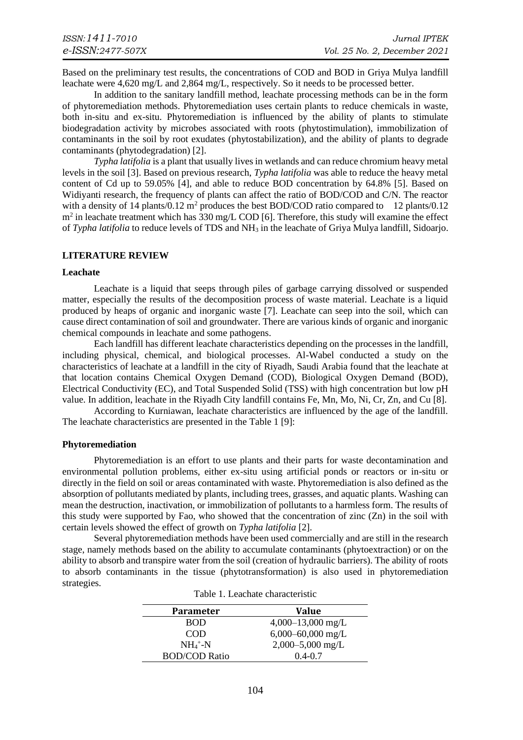Based on the preliminary test results, the concentrations of COD and BOD in Griya Mulya landfill leachate were 4,620 mg/L and 2,864 mg/L, respectively. So it needs to be processed better.

In addition to the sanitary landfill method, leachate processing methods can be in the form of phytoremediation methods. Phytoremediation uses certain plants to reduce chemicals in waste, both in-situ and ex-situ. Phytoremediation is influenced by the ability of plants to stimulate biodegradation activity by microbes associated with roots (phytostimulation), immobilization of contaminants in the soil by root exudates (phytostabilization), and the ability of plants to degrade contaminants (phytodegradation) [2].

*Typha latifolia* is a plant that usually lives in wetlands and can reduce chromium heavy metal levels in the soil [3]. Based on previous research, *Typha latifolia* was able to reduce the heavy metal content of Cd up to 59.05% [4], and able to reduce BOD concentration by 64.8% [5]. Based on Widiyanti research, the frequency of plants can affect the ratio of BOD/COD and C/N. The reactor with a density of 14 plants/0.12 $m^2$ produces the best BOD/COD ratio compared to 12 plants/0.12 $m^2$ in leachate treatment which has 330 mg/L COD [6]. Therefore, this study will examine the effect of *Typha latifolia* to reduce levels of TDS and $NH_3$ in the leachate of Griya Mulya landfill, Sidoarjo.

## LITERATURE REVIEW

### Leachate

Leachate is a liquid that seeps through piles of garbage carrying dissolved or suspended matter, especially the results of the decomposition process of waste material. Leachate is a liquid produced by heaps of organic and inorganic waste [7]. Leachate can seep into the soil, which can cause direct contamination of soil and groundwater. There are various kinds of organic and inorganic chemical compounds in leachate and some pathogens.

Each landfill has different leachate characteristics depending on the processes in the landfill, including physical, chemical, and biological processes. Al-Wabel conducted a study on the characteristics of leachate at a landfill in the city of Riyadh, Saudi Arabia found that the leachate at that location contains Chemical Oxygen Demand (COD), Biological Oxygen Demand (BOD), Electrical Conductivity (EC), and Total Suspended Solid (TSS) with high concentration but low pH value. In addition, leachate in the Riyadh City landfill contains Fe, Mn, Mo, Ni, Cr, Zn, and Cu [8].

According to Kurniawan, leachate characteristics are influenced by the age of the landfill. The leachate characteristics are presented in the Table 1 [9]:

### Phytoremediation

Phytoremediation is an effort to use plants and their parts for waste decontamination and environmental pollution problems, either ex-situ using artificial ponds or reactors or in-situ or directly in the field on soil or areas contaminated with waste. Phytoremediation is also defined as the absorption of pollutants mediated by plants, including trees, grasses, and aquatic plants. Washing can mean the destruction, inactivation, or immobilization of pollutants to a harmless form. The results of this study were supported by Fao, who showed that the concentration of zinc (Zn) in the soil with certain levels showed the effect of growth on *Typha latifolia* [2].

Several phytoremediation methods have been used commercially and are still in the research stage, namely methods based on the ability to accumulate contaminants (phytoextraction) or on the ability to absorb and transpire water from the soil (creation of hydraulic barriers). The ability of roots to absorb contaminants in the tissue (phytotransformation) is also used in phytoremediation strategies.

Table 1. Leachate characteristic

| Parameter | Value |
| --- | --- |
| BOD | 4,000–13,000 mg/L |
| COD | 6,000–60,000 mg/L |
| $NH_4^+$-N | 2,000–5,000 mg/L |
| BOD/COD Ratio | 0.4-0.7 |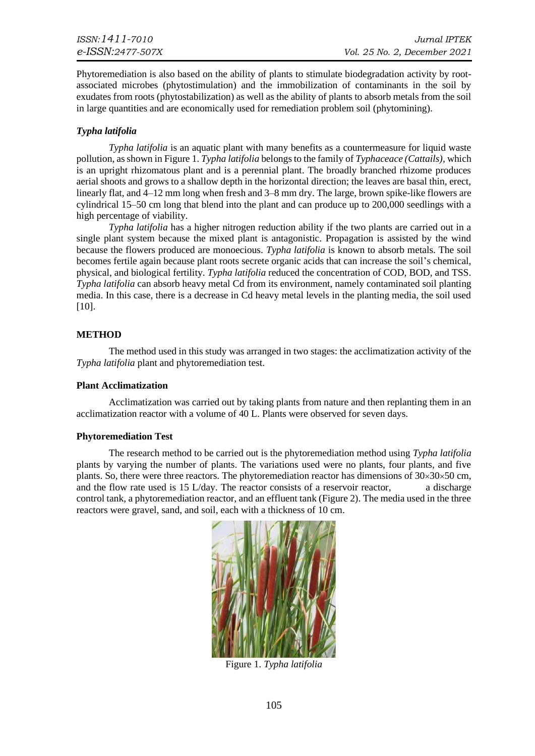Phytoremediation is also based on the ability of plants to stimulate biodegradation activity by root-associated microbes (phytostimulation) and the immobilization of contaminants in the soil by exudates from roots (phytostabilization) as well as the ability of plants to absorb metals from the soil in large quantities and are economically used for remediation problem soil (phytomining).

### *Typha latifolia*

*Typha latifolia* is an aquatic plant with many benefits as a countermeasure for liquid waste pollution, as shown in Figure 1. *Typha latifolia* belongs to the family of *Typhaceace (Cattails)*, which is an upright rhizomatous plant and is a perennial plant. The broadly branched rhizome produces aerial shoots and grows to a shallow depth in the horizontal direction; the leaves are basal thin, erect, linearly flat, and 4–12 mm long when fresh and 3–8 mm dry. The large, brown spike-like flowers are cylindrical 15–50 cm long that blend into the plant and can produce up to 200,000 seedlings with a high percentage of viability.

*Typha latifolia* has a higher nitrogen reduction ability if the two plants are carried out in a single plant system because the mixed plant is antagonistic. Propagation is assisted by the wind because the flowers produced are monoecious. *Typha latifolia* is known to absorb metals. The soil becomes fertile again because plant roots secrete organic acids that can increase the soil's chemical, physical, and biological fertility. *Typha latifolia* reduced the concentration of COD, BOD, and TSS. *Typha latifolia* can absorb heavy metal Cd from its environment, namely contaminated soil planting media. In this case, there is a decrease in Cd heavy metal levels in the planting media, the soil used [10].

## METHOD

The method used in this study was arranged in two stages: the acclimatization activity of the *Typha latifolia* plant and phytoremediation test.

### Plant Acclimatization

Acclimatization was carried out by taking plants from nature and then replanting them in an acclimatization reactor with a volume of 40 L. Plants were observed for seven days.

### Phytoremediation Test

The research method to be carried out is the phytoremediation method using *Typha latifolia* plants by varying the number of plants. The variations used were no plants, four plants, and five plants. So, there were three reactors. The phytoremediation reactor has dimensions of $30 \times 30 \times 50$ cm, and the flow rate used is 15 L/day. The reactor consists of a reservoir reactor, a discharge control tank, a phytoremediation reactor, and an effluent tank (Figure 2). The media used in the three reactors were gravel, sand, and soil, each with a thickness of 10 cm.

Figure 1. *Typha latifolia*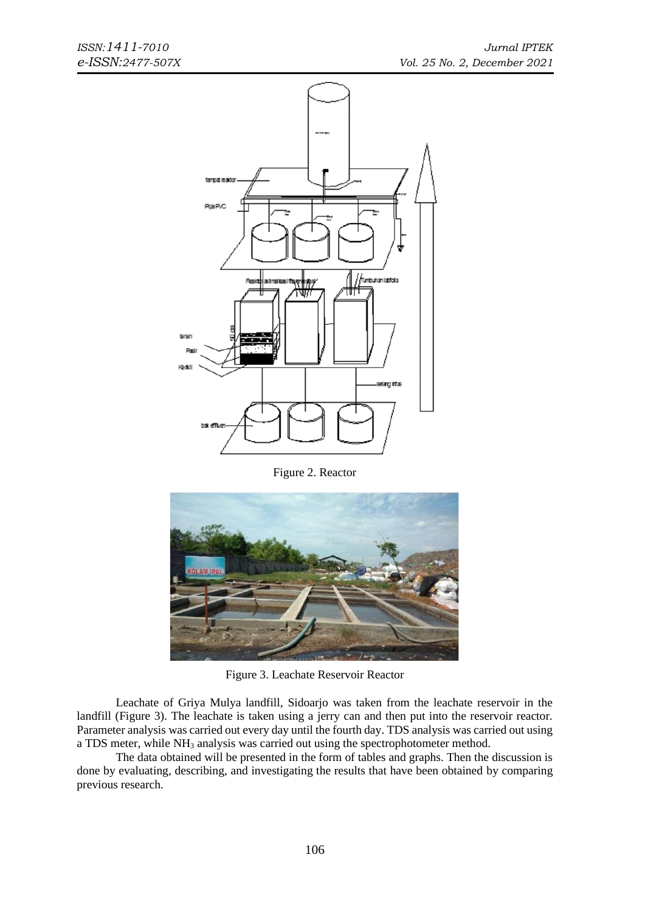Figure 2. Reactor

Figure 3. Leachate Reservoir Reactor

Leachate of Griya Mulya landfill, Sidoarjo was taken from the leachate reservoir in the landfill (Figure 3). The leachate is taken using a jerry can and then put into the reservoir reactor. Parameter analysis was carried out every day until the fourth day. TDS analysis was carried out using a TDS meter, while $NH_3$ analysis was carried out using the spectrophotometer method.

The data obtained will be presented in the form of tables and graphs. Then the discussion is done by evaluating, describing, and investigating the results that have been obtained by comparing previous research.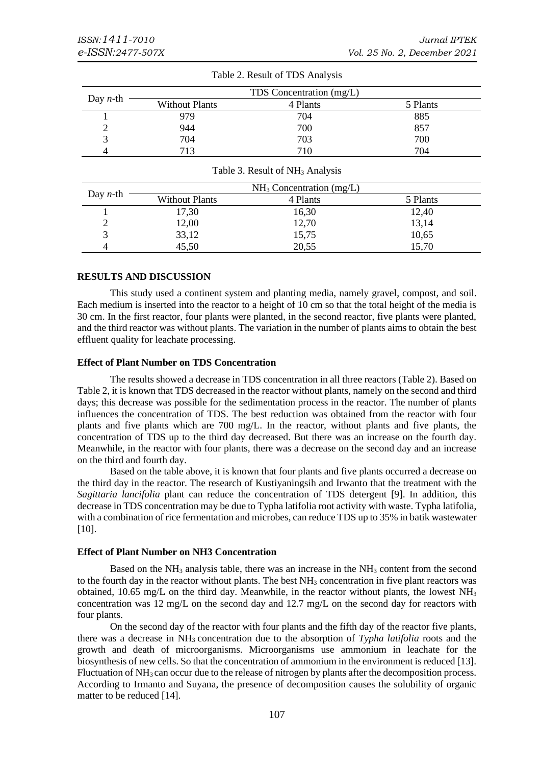Table 2. Result of TDS Analysis

| Day *n*-th | TDS Concentration (mg/L) | | |
|---|---|---|---|
| | Without Plants | 4 Plants | 5 Plants |
| 1 | 979 | 704 | 885 |
| 2 | 944 | 700 | 857 |
| 3 | 704 | 703 | 700 |
| 4 | 713 | 710 | 704 |

Table 3. Result of $NH_3$ Analysis

| Day *n*-th | $NH_3$ Concentration (mg/L) | | |
|---|---|---|---|
| | Without Plants | 4 Plants | 5 Plants |
| 1 | 17,30 | 16,30 | 12,40 |
| 2 | 12,00 | 12,70 | 13,14 |
| 3 | 33,12 | 15,75 | 10,65 |
| 4 | 45,50 | 20,55 | 15,70 |

## RESULTS AND DISCUSSION

This study used a continent system and planting media, namely gravel, compost, and soil. Each medium is inserted into the reactor to a height of 10 cm so that the total height of the media is 30 cm. In the first reactor, four plants were planted, in the second reactor, five plants were planted, and the third reactor was without plants. The variation in the number of plants aims to obtain the best effluent quality for leachate processing.

### Effect of Plant Number on TDS Concentration

The results showed a decrease in TDS concentration in all three reactors (Table 2). Based on Table 2, it is known that TDS decreased in the reactor without plants, namely on the second and third days; this decrease was possible for the sedimentation process in the reactor. The number of plants influences the concentration of TDS. The best reduction was obtained from the reactor with four plants and five plants which are 700 mg/L. In the reactor, without plants and five plants, the concentration of TDS up to the third day decreased. But there was an increase on the fourth day. Meanwhile, in the reactor with four plants, there was a decrease on the second day and an increase on the third and fourth day.

Based on the table above, it is known that four plants and five plants occurred a decrease on the third day in the reactor. The research of Kustiyaningsih and Irwanto that the treatment with the *Sagittaria lancifolia* plant can reduce the concentration of TDS detergent [9]. In addition, this decrease in TDS concentration may be due to Typha latifolia root activity with waste. Typha latifolia, with a combination of rice fermentation and microbes, can reduce TDS up to 35% in batik wastewater [10].

### Effect of Plant Number on NH3 Concentration

Based on the $NH_3$ analysis table, there was an increase in the $NH_3$ content from the second to the fourth day in the reactor without plants. The best $NH_3$ concentration in five plant reactors was obtained, 10.65 mg/L on the third day. Meanwhile, in the reactor without plants, the lowest $NH_3$ concentration was 12 mg/L on the second day and 12.7 mg/L on the second day for reactors with four plants.

On the second day of the reactor with four plants and the fifth day of the reactor five plants, there was a decrease in $NH_3$ concentration due to the absorption of *Typha latifolia* roots and the growth and death of microorganisms. Microorganisms use ammonium in leachate for the biosynthesis of new cells. So that the concentration of ammonium in the environment is reduced [13]. Fluctuation of $NH_3$ can occur due to the release of nitrogen by plants after the decomposition process. According to Irmanto and Suyana, the presence of decomposition causes the solubility of organic matter to be reduced [14].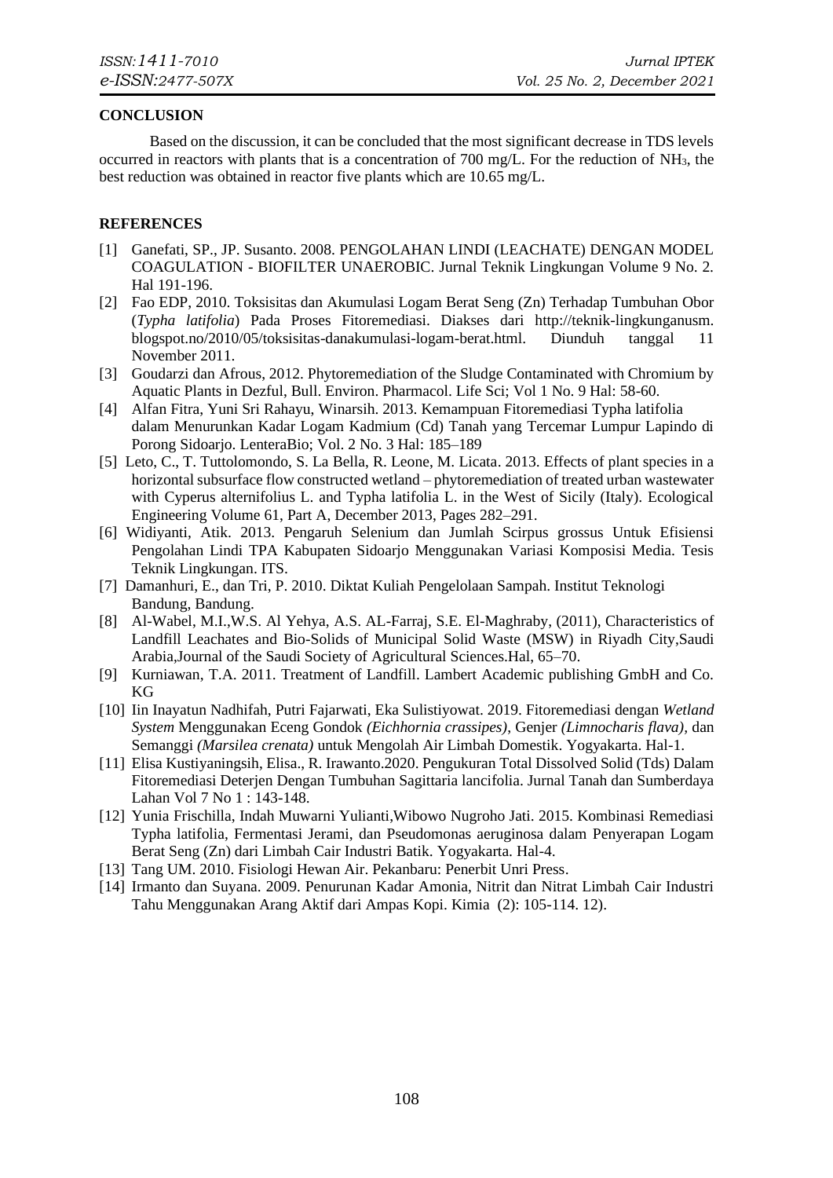## CONCLUSION

Based on the discussion, it can be concluded that the most significant decrease in TDS levels occurred in reactors with plants that is a concentration of 700 mg/L. For the reduction of $NH_3$, the best reduction was obtained in reactor five plants which are 10.65 mg/L.

## REFERENCES

[1] Ganefati, SP., JP. Susanto. 2008. PENGOLAHAN LINDI (LEACHATE) DENGAN MODEL COAGULATION - BIOFILTER UNAEROBIC. Jurnal Teknik Lingkungan Volume 9 No. 2. Hal 191-196.

[2] Fao EDP, 2010. Toksisitas dan Akumulasi Logam Berat Seng (Zn) Terhadap Tumbuhan Obor (*Typha latifolia*) Pada Proses Fitoremediasi. Diakses dari http://teknik-lingkunganusm. blogspot.no/2010/05/toksisitas-danakumulasi-logam-berat.html. Diunduh tanggal 11 November 2011.

[3] Goudarzi dan Afrous, 2012. Phytoremediation of the Sludge Contaminated with Chromium by Aquatic Plants in Dezful, Bull. Environ. Pharmacol. Life Sci; Vol 1 No. 9 Hal: 58-60.

[4] Alfan Fitra, Yuni Sri Rahayu, Winarsih. 2013. Kemampuan Fitoremediasi Typha latifolia dalam Menurunkan Kadar Logam Kadmium (Cd) Tanah yang Tercemar Lumpur Lapindo di Porong Sidoarjo. LenteraBio; Vol. 2 No. 3 Hal: 185–189

[5] Leto, C., T. Tuttolomondo, S. La Bella, R. Leone, M. Licata. 2013. Effects of plant species in a horizontal subsurface flow constructed wetland – phytoremediation of treated urban wastewater with Cyperus alternifolius L. and Typha latifolia L. in the West of Sicily (Italy). Ecological Engineering Volume 61, Part A, December 2013, Pages 282–291.

[6] Widiyanti, Atik. 2013. Pengaruh Selenium dan Jumlah Scirpus grossus Untuk Efisiensi Pengolahan Lindi TPA Kabupaten Sidoarjo Menggunakan Variasi Komposisi Media. Tesis Teknik Lingkungan. ITS.

[7] Damanhuri, E., dan Tri, P. 2010. Diktat Kuliah Pengelolaan Sampah. Institut Teknologi Bandung, Bandung.

[8] Al-Wabel, M.I.,W.S. Al Yehya, A.S. AL-Farraj, S.E. El-Maghraby, (2011), Characteristics of Landfill Leachates and Bio-Solids of Municipal Solid Waste (MSW) in Riyadh City,Saudi Arabia,Journal of the Saudi Society of Agricultural Sciences.Hal, 65–70.

[9] Kurniawan, T.A. 2011. Treatment of Landfill. Lambert Academic publishing GmbH and Co. KG

[10] Iin Inayatun Nadhifah, Putri Fajarwati, Eka Sulistiyowat. 2019. Fitoremediasi dengan *Wetland System* Menggunakan Eceng Gondok *(Eichhornia crassipes)*, Genjer *(Limnocharis flava)*, dan Semanggi *(Marsilea crenata)* untuk Mengolah Air Limbah Domestik. Yogyakarta. Hal-1.

[11] Elisa Kustiyaningsih, Elisa., R. Irawanto.2020. Pengukuran Total Dissolved Solid (Tds) Dalam Fitoremediasi Deterjen Dengan Tumbuhan Sagittaria lancifolia. Jurnal Tanah dan Sumberdaya Lahan Vol 7 No 1 : 143-148.

[12] Yunia Frischilla, Indah Muwarni Yulianti,Wibowo Nugroho Jati. 2015. Kombinasi Remediasi Typha latifolia, Fermentasi Jerami, dan Pseudomonas aeruginosa dalam Penyerapan Logam Berat Seng (Zn) dari Limbah Cair Industri Batik. Yogyakarta. Hal-4.

[13] Tang UM. 2010. Fisiologi Hewan Air. Pekanbaru: Penerbit Unri Press.

[14] Irmanto dan Suyana. 2009. Penurunan Kadar Amonia, Nitrit dan Nitrat Limbah Cair Industri Tahu Menggunakan Arang Aktif dari Ampas Kopi. Kimia (2): 105-114. 12).